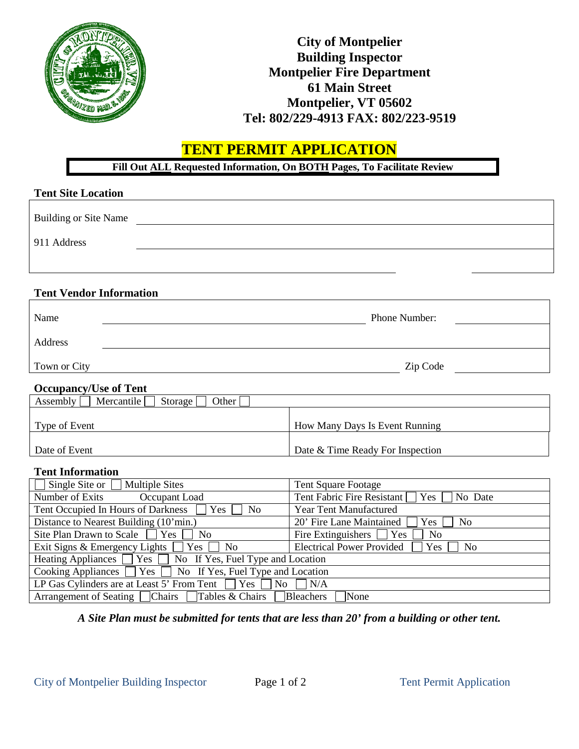**City of Montpelier**
**Building Inspector**
**Montpelier Fire Department**
**61 Main Street**
**Montpelier, VT 05602**
**Tel: 802/229-4913 FAX: 802/223-9519**

# TENT PERMIT APPLICATION

**Fill Out ALL Requested Information, On BOTH Pages, To Facilitate Review**

### Tent Site Location

Building or Site Name ______________________________

911 Address ______________________________

______________________________

### Tent Vendor Information

Name ______________________________ Phone Number: ______________

Address ______________________________

Town or City ______________________________ Zip Code ______________

### Occupancy/Use of Tent

| Assembly ☐ Mercantile ☐ Storage ☐ Other ☐ | |
|---|---|
| Type of Event | How Many Days Is Event Running |
| Date of Event | Date & Time Ready For Inspection |

### Tent Information

| | |
|---|---|
| ☐ Single Site or ☐ Multiple Sites | Tent Square Footage |
| Number of Exits Occupant Load | Tent Fabric Fire Resistant ☐ Yes ☐ No Date |
| Tent Occupied In Hours of Darkness ☐ Yes ☐ No | Year Tent Manufactured |
| Distance to Nearest Building (10'min.) | 20' Fire Lane Maintained ☐ Yes ☐ No |
| Site Plan Drawn to Scale ☐ Yes ☐ No | Fire Extinguishers ☐ Yes ☐ No |
| Exit Signs & Emergency Lights ☐ Yes ☐ No | Electrical Power Provided ☐ Yes ☐ No |
| Heating Appliances ☐ Yes ☐ No If Yes, Fuel Type and Location | |
| Cooking Appliances ☐ Yes ☐ No If Yes, Fuel Type and Location | |
| LP Gas Cylinders are at Least 5' From Tent ☐ Yes ☐ No ☐ N/A | |
| Arrangement of Seating ☐ Chairs ☐ Tables & Chairs ☐ Bleachers ☐ None | |

***A Site Plan must be submitted for tents that are less than 20' from a building or other tent.***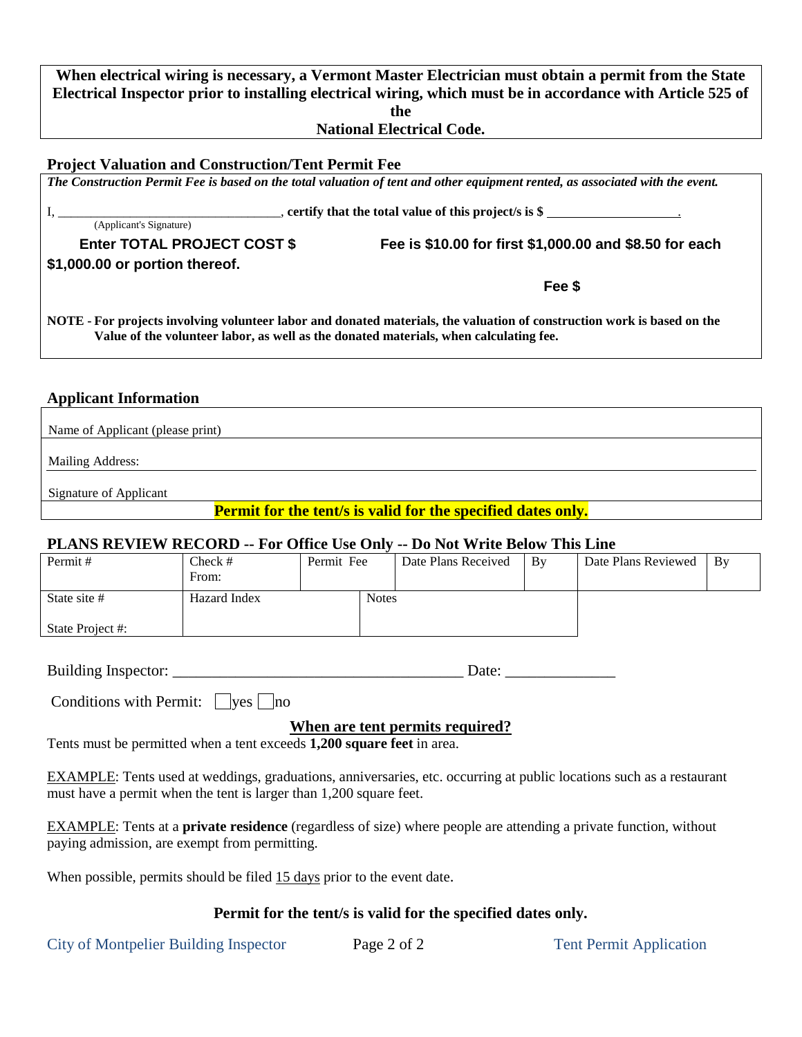**When electrical wiring is necessary, a Vermont Master Electrician must obtain a permit from the State Electrical Inspector prior to installing electrical wiring, which must be in accordance with Article 525 of the National Electrical Code.**

### Project Valuation and Construction/Tent Permit Fee

***The Construction Permit Fee is based on the total valuation of tent and other equipment rented, as associated with the event.***

I, ________________________________, **certify that the total value of this project/s is $** ____________________.
(Applicant's Signature)

**Enter TOTAL PROJECT COST $** **Fee is $10.00 for first $1,000.00 and $8.50 for each $1,000.00 or portion thereof.**

**Fee $**

**NOTE - For projects involving volunteer labor and donated materials, the valuation of construction work is based on the Value of the volunteer labor, as well as the donated materials, when calculating fee.**

### Applicant Information

Name of Applicant (please print)

Mailing Address:

Signature of Applicant

**Permit for the tent/s is valid for the specified dates only.**

### PLANS REVIEW RECORD -- For Office Use Only -- Do Not Write Below This Line

| Permit # | Check # From: | Permit Fee | Date Plans Received | By | Date Plans Reviewed | By |
|---|---|---|---|---|---|---|
| State site # <br> State Project #: | Hazard Index | | Notes | | | |

Building Inspector: ____________________________________ Date: ______________

Conditions with Permit: ☐ yes ☐ no

**<u>When are tent permits required?</u>**

Tents must be permitted when a tent exceeds **1,200 square feet** in area.

<u>EXAMPLE</u>: Tents used at weddings, graduations, anniversaries, etc. occurring at public locations such as a restaurant must have a permit when the tent is larger than 1,200 square feet.

<u>EXAMPLE</u>: Tents at a **private residence** (regardless of size) where people are attending a private function, without paying admission, are exempt from permitting.

When possible, permits should be filed <u>15 days</u> prior to the event date.

**Permit for the tent/s is valid for the specified dates only.**